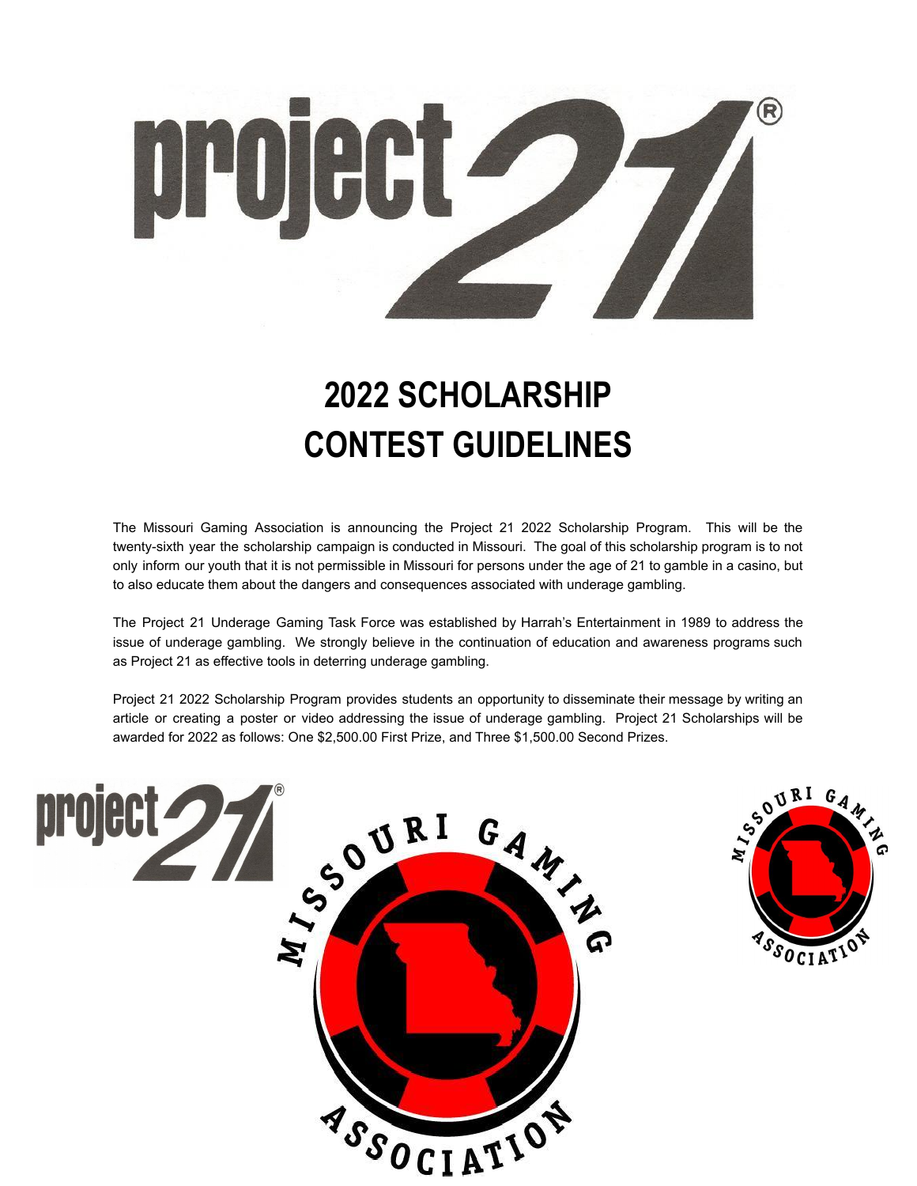# 2022 SCHOLARSHIP CONTEST GUIDELINES

The Missouri Gaming Association is announcing the Project 21 2022 Scholarship Program. This will be the twenty-sixth year the scholarship campaign is conducted in Missouri. The goal of this scholarship program is to not only inform our youth that it is not permissible in Missouri for persons under the age of 21 to gamble in a casino, but to also educate them about the dangers and consequences associated with underage gambling.

The Project 21 Underage Gaming Task Force was established by Harrah's Entertainment in 1989 to address the issue of underage gambling. We strongly believe in the continuation of education and awareness programs such as Project 21 as effective tools in deterring underage gambling.

Project 21 2022 Scholarship Program provides students an opportunity to disseminate their message by writing an article or creating a poster or video addressing the issue of underage gambling. Project 21 Scholarships will be awarded for 2022 as follows: One $2,500.00 First Prize, and Three $1,500.00 Second Prizes.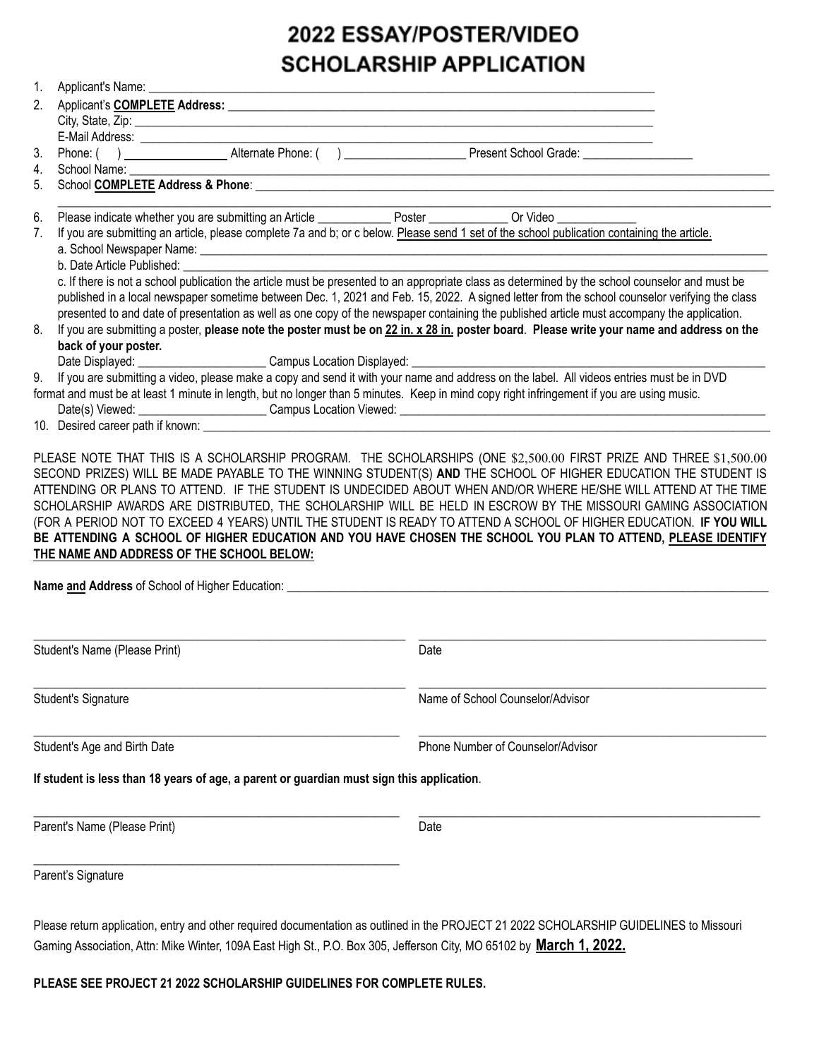# 2022 ESSAY/POSTER/VIDEO SCHOLARSHIP APPLICATION

1. Applicant's Name: ______________________________________________
2. Applicant's **COMPLETE Address:** ______________________________________________
   City, State, Zip: ______________________________________________
   E-Mail Address: ______________________________________________
3. Phone: ( ) ______________ Alternate Phone: ( ) ______________ Present School Grade: ______________
4. School Name: ______________________________________________
5. School **COMPLETE** **Address & Phone**: ______________________________________________
   ______________________________________________
6. Please indicate whether you are submitting an Article ____________ Poster ____________ Or Video ____________
7. If you are submitting an article, please complete 7a and b; or c below. Please send 1 set of the school publication containing the article.
   a. School Newspaper Name: ______________________________________________
   b. Date Article Published: ______________________________________________
   c. If there is not a school publication the article must be presented to an appropriate class as determined by the school counselor and must be published in a local newspaper sometime between Dec. 1, 2021 and Feb. 15, 2022. A signed letter from the school counselor verifying the class presented to and date of presentation as well as one copy of the newspaper containing the published article must accompany the application.
8. If you are submitting a poster, **please note the poster must be on 22 in. x 28 in. poster board**. **Please write your name and address on the back of your poster.**
   Date Displayed: ______________ Campus Location Displayed: ______________________________
9. If you are submitting a video, please make a copy and send it with your name and address on the label. All videos entries must be in DVD format and must be at least 1 minute in length, but no longer than 5 minutes. Keep in mind copy right infringement if you are using music.
   Date(s) Viewed: ______________ Campus Location Viewed: ______________________________
10. Desired career path if known: ______________________________________________

PLEASE NOTE THAT THIS IS A SCHOLARSHIP PROGRAM. THE SCHOLARSHIPS (ONE $2,500.00 FIRST PRIZE AND THREE $1,500.00 SECOND PRIZES) WILL BE MADE PAYABLE TO THE WINNING STUDENT(S) **AND** THE SCHOOL OF HIGHER EDUCATION THE STUDENT IS ATTENDING OR PLANS TO ATTEND. IF THE STUDENT IS UNDECIDED ABOUT WHEN AND/OR WHERE HE/SHE WILL ATTEND AT THE TIME SCHOLARSHIP AWARDS ARE DISTRIBUTED, THE SCHOLARSHIP WILL BE HELD IN ESCROW BY THE MISSOURI GAMING ASSOCIATION (FOR A PERIOD NOT TO EXCEED 4 YEARS) UNTIL THE STUDENT IS READY TO ATTEND A SCHOOL OF HIGHER EDUCATION. **IF YOU WILL BE ATTENDING A SCHOOL OF HIGHER EDUCATION AND YOU HAVE CHOSEN THE SCHOOL YOU PLAN TO ATTEND, PLEASE IDENTIFY THE NAME AND ADDRESS OF THE SCHOOL BELOW:**

**Name and Address** of School of Higher Education: ______________________________________________

______________________________ Student's Name (Please Print)

______________________________ Date

______________________________ Student's Signature

______________________________ Name of School Counselor/Advisor

______________________________ Student's Age and Birth Date

______________________________ Phone Number of Counselor/Advisor

**If student is less than 18 years of age, a parent or guardian must sign this application**.

______________________________ Parent's Name (Please Print)

______________________________ Date

______________________________ Parent's Signature

Please return application, entry and other required documentation as outlined in the PROJECT 21 2022 SCHOLARSHIP GUIDELINES to Missouri Gaming Association, Attn: Mike Winter, 109A East High St., P.O. Box 305, Jefferson City, MO 65102 by **March 1, 2022.**

**PLEASE SEE PROJECT 21 2022 SCHOLARSHIP GUIDELINES FOR COMPLETE RULES.**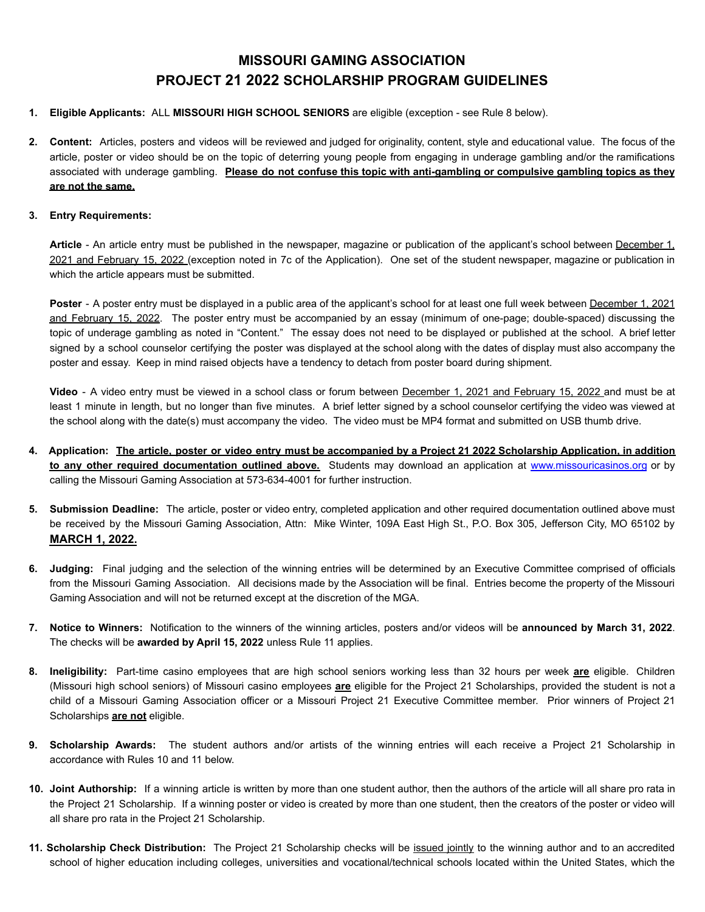# MISSOURI GAMING ASSOCIATION
# PROJECT 21 2022 SCHOLARSHIP PROGRAM GUIDELINES

1. **Eligible Applicants:** ALL **MISSOURI HIGH SCHOOL SENIORS** are eligible (exception - see Rule 8 below).

2. **Content:** Articles, posters and videos will be reviewed and judged for originality, content, style and educational value. The focus of the article, poster or video should be on the topic of deterring young people from engaging in underage gambling and/or the ramifications associated with underage gambling. **Please do not confuse this topic with anti-gambling or compulsive gambling topics as they are not the same.**

3. **Entry Requirements:**

   **Article** - An article entry must be published in the newspaper, magazine or publication of the applicant's school between December 1, 2021 and February 15, 2022 (exception noted in 7c of the Application). One set of the student newspaper, magazine or publication in which the article appears must be submitted.

   **Poster** - A poster entry must be displayed in a public area of the applicant's school for at least one full week between December 1, 2021 and February 15, 2022. The poster entry must be accompanied by an essay (minimum of one-page; double-spaced) discussing the topic of underage gambling as noted in "Content." The essay does not need to be displayed or published at the school. A brief letter signed by a school counselor certifying the poster was displayed at the school along with the dates of display must also accompany the poster and essay. Keep in mind raised objects have a tendency to detach from poster board during shipment.

   **Video** - A video entry must be viewed in a school class or forum between December 1, 2021 and February 15, 2022 and must be at least 1 minute in length, but no longer than five minutes. A brief letter signed by a school counselor certifying the video was viewed at the school along with the date(s) must accompany the video. The video must be MP4 format and submitted on USB thumb drive.

4. **Application:** **The article, poster or video entry must be accompanied by a Project 21 2022 Scholarship Application, in addition to any other required documentation outlined above.** Students may download an application at www.missouricasinos.org or by calling the Missouri Gaming Association at 573-634-4001 for further instruction.

5. **Submission Deadline:** The article, poster or video entry, completed application and other required documentation outlined above must be received by the Missouri Gaming Association, Attn: Mike Winter, 109A East High St., P.O. Box 305, Jefferson City, MO 65102 by **MARCH 1, 2022.**

6. **Judging:** Final judging and the selection of the winning entries will be determined by an Executive Committee comprised of officials from the Missouri Gaming Association. All decisions made by the Association will be final. Entries become the property of the Missouri Gaming Association and will not be returned except at the discretion of the MGA.

7. **Notice to Winners:** Notification to the winners of the winning articles, posters and/or videos will be **announced by March 31, 2022**. The checks will be **awarded by April 15, 2022** unless Rule 11 applies.

8. **Ineligibility:** Part-time casino employees that are high school seniors working less than 32 hours per week **are** eligible. Children (Missouri high school seniors) of Missouri casino employees **are** eligible for the Project 21 Scholarships, provided the student is not a child of a Missouri Gaming Association officer or a Missouri Project 21 Executive Committee member. Prior winners of Project 21 Scholarships **are not** eligible.

9. **Scholarship Awards:** The student authors and/or artists of the winning entries will each receive a Project 21 Scholarship in accordance with Rules 10 and 11 below.

10. **Joint Authorship:** If a winning article is written by more than one student author, then the authors of the article will all share pro rata in the Project 21 Scholarship. If a winning poster or video is created by more than one student, then the creators of the poster or video will all share pro rata in the Project 21 Scholarship.

11. **Scholarship Check Distribution:** The Project 21 Scholarship checks will be issued jointly to the winning author and to an accredited school of higher education including colleges, universities and vocational/technical schools located within the United States, which the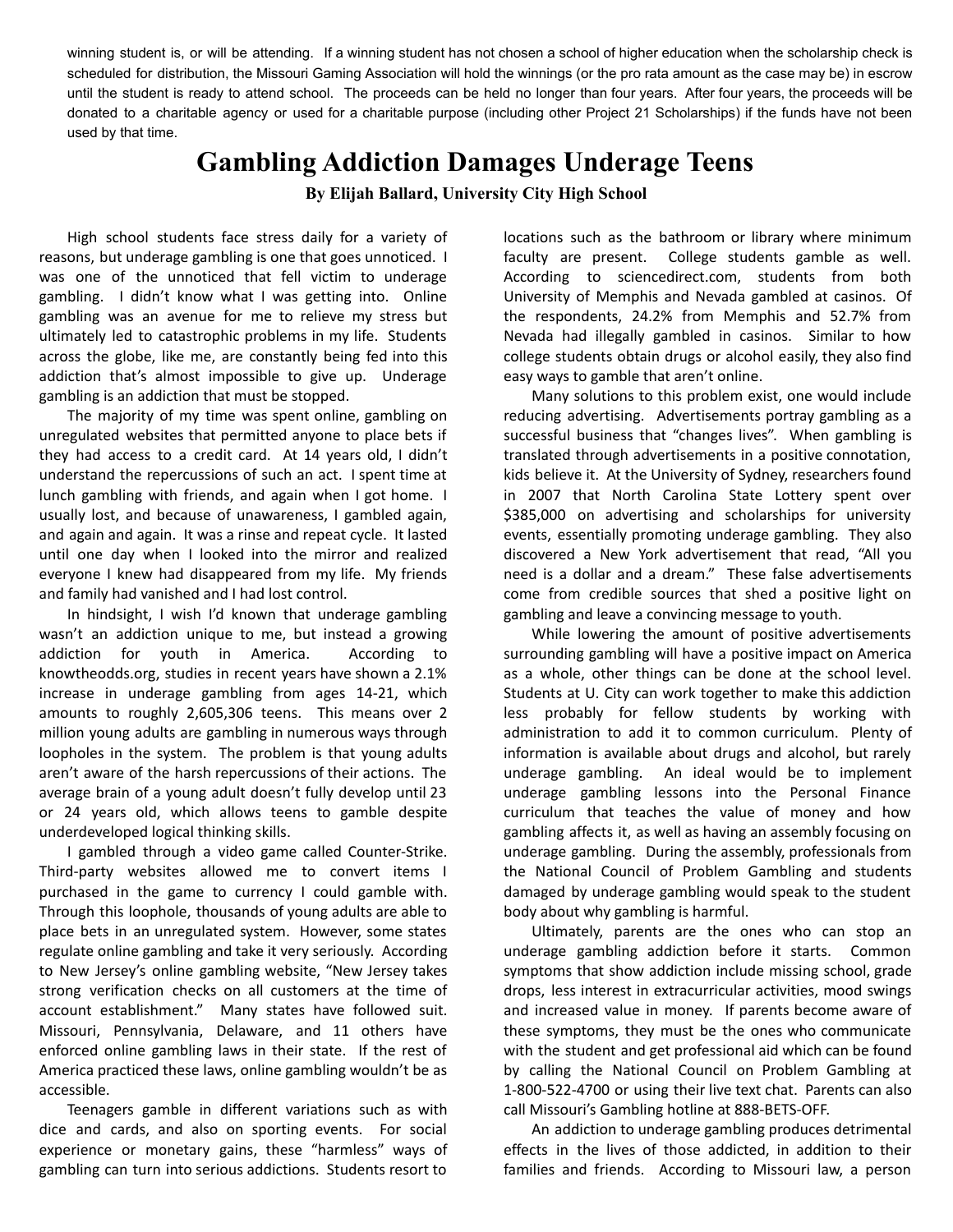winning student is, or will be attending. If a winning student has not chosen a school of higher education when the scholarship check is scheduled for distribution, the Missouri Gaming Association will hold the winnings (or the pro rata amount as the case may be) in escrow until the student is ready to attend school. The proceeds can be held no longer than four years. After four years, the proceeds will be donated to a charitable agency or used for a charitable purpose (including other Project 21 Scholarships) if the funds have not been used by that time.

# Gambling Addiction Damages Underage Teens

**By Elijah Ballard, University City High School**

High school students face stress daily for a variety of reasons, but underage gambling is one that goes unnoticed. I was one of the unnoticed that fell victim to underage gambling. I didn't know what I was getting into. Online gambling was an avenue for me to relieve my stress but ultimately led to catastrophic problems in my life. Students across the globe, like me, are constantly being fed into this addiction that's almost impossible to give up. Underage gambling is an addiction that must be stopped.

The majority of my time was spent online, gambling on unregulated websites that permitted anyone to place bets if they had access to a credit card. At 14 years old, I didn't understand the repercussions of such an act. I spent time at lunch gambling with friends, and again when I got home. I usually lost, and because of unawareness, I gambled again, and again and again. It was a rinse and repeat cycle. It lasted until one day when I looked into the mirror and realized everyone I knew had disappeared from my life. My friends and family had vanished and I had lost control.

In hindsight, I wish I'd known that underage gambling wasn't an addiction unique to me, but instead a growing addiction for youth in America. According to knowtheodds.org, studies in recent years have shown a 2.1% increase in underage gambling from ages 14-21, which amounts to roughly 2,605,306 teens. This means over 2 million young adults are gambling in numerous ways through loopholes in the system. The problem is that young adults aren't aware of the harsh repercussions of their actions. The average brain of a young adult doesn't fully develop until 23 or 24 years old, which allows teens to gamble despite underdeveloped logical thinking skills.

I gambled through a video game called Counter-Strike. Third-party websites allowed me to convert items I purchased in the game to currency I could gamble with. Through this loophole, thousands of young adults are able to place bets in an unregulated system. However, some states regulate online gambling and take it very seriously. According to New Jersey's online gambling website, "New Jersey takes strong verification checks on all customers at the time of account establishment." Many states have followed suit. Missouri, Pennsylvania, Delaware, and 11 others have enforced online gambling laws in their state. If the rest of America practiced these laws, online gambling wouldn't be as accessible.

Teenagers gamble in different variations such as with dice and cards, and also on sporting events. For social experience or monetary gains, these "harmless" ways of gambling can turn into serious addictions. Students resort to locations such as the bathroom or library where minimum faculty are present. College students gamble as well. According to sciencedirect.com, students from both University of Memphis and Nevada gambled at casinos. Of the respondents, 24.2% from Memphis and 52.7% from Nevada had illegally gambled in casinos. Similar to how college students obtain drugs or alcohol easily, they also find easy ways to gamble that aren't online.

Many solutions to this problem exist, one would include reducing advertising. Advertisements portray gambling as a successful business that "changes lives". When gambling is translated through advertisements in a positive connotation, kids believe it. At the University of Sydney, researchers found in 2007 that North Carolina State Lottery spent over $385,000 on advertising and scholarships for university events, essentially promoting underage gambling. They also discovered a New York advertisement that read, "All you need is a dollar and a dream." These false advertisements come from credible sources that shed a positive light on gambling and leave a convincing message to youth.

While lowering the amount of positive advertisements surrounding gambling will have a positive impact on America as a whole, other things can be done at the school level. Students at U. City can work together to make this addiction less probably for fellow students by working with administration to add it to common curriculum. Plenty of information is available about drugs and alcohol, but rarely underage gambling. An ideal would be to implement underage gambling lessons into the Personal Finance curriculum that teaches the value of money and how gambling affects it, as well as having an assembly focusing on underage gambling. During the assembly, professionals from the National Council of Problem Gambling and students damaged by underage gambling would speak to the student body about why gambling is harmful.

Ultimately, parents are the ones who can stop an underage gambling addiction before it starts. Common symptoms that show addiction include missing school, grade drops, less interest in extracurricular activities, mood swings and increased value in money. If parents become aware of these symptoms, they must be the ones who communicate with the student and get professional aid which can be found by calling the National Council on Problem Gambling at 1-800-522-4700 or using their live text chat. Parents can also call Missouri's Gambling hotline at 888-BETS-OFF.

An addiction to underage gambling produces detrimental effects in the lives of those addicted, in addition to their families and friends. According to Missouri law, a person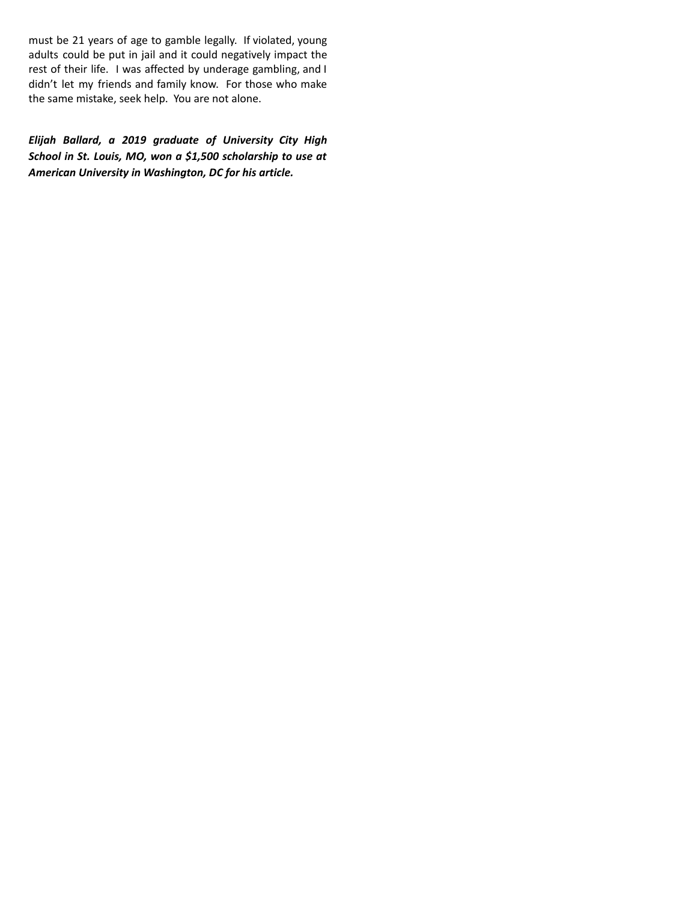must be 21 years of age to gamble legally. If violated, young adults could be put in jail and it could negatively impact the rest of their life. I was affected by underage gambling, and I didn't let my friends and family know. For those who make the same mistake, seek help. You are not alone.

***Elijah Ballard, a 2019 graduate of University City High School in St. Louis, MO, won a $1,500 scholarship to use at American University in Washington, DC for his article.***